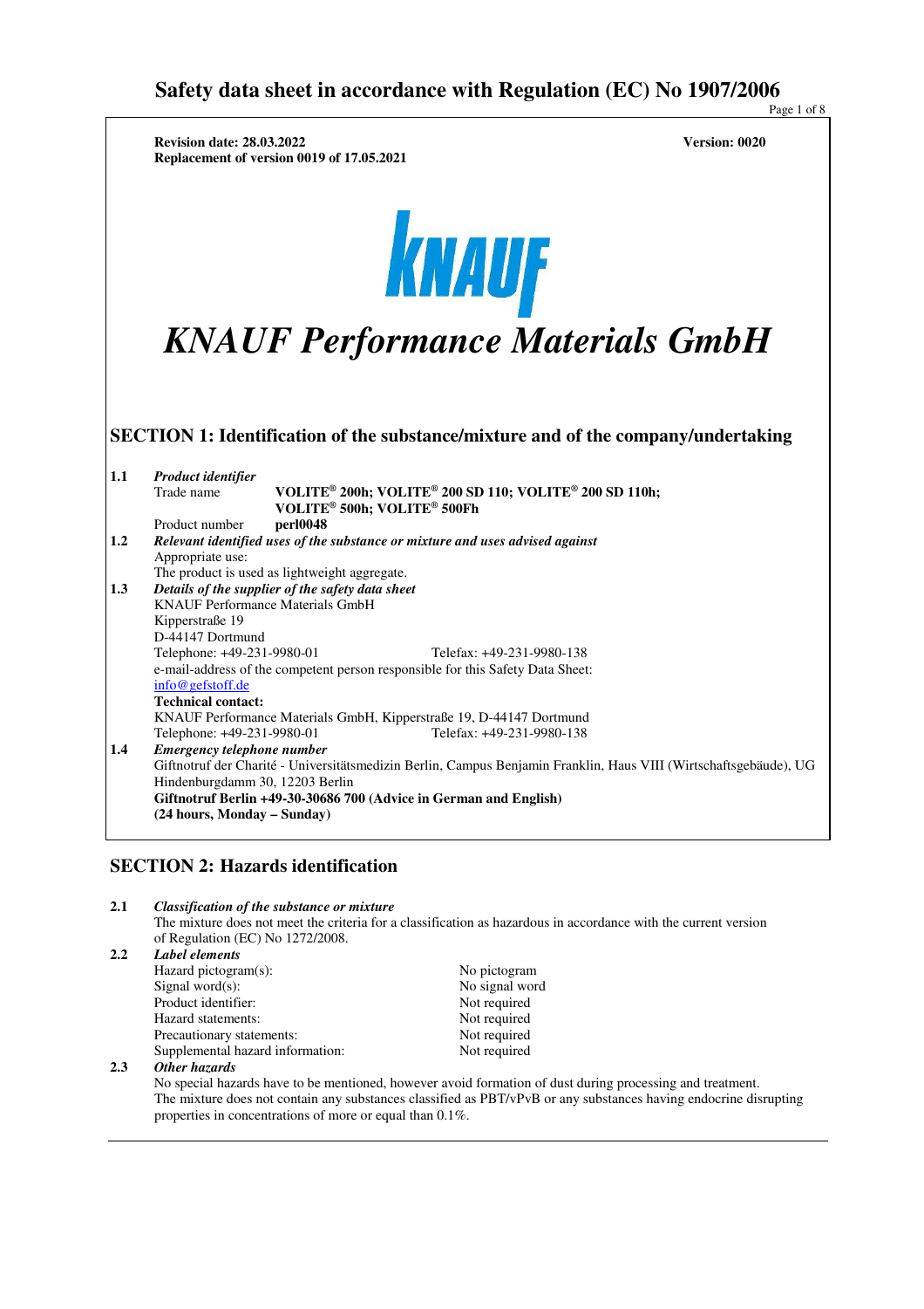# Safety data sheet in accordance with Regulation (EC) No 1907/2006

**Revision date: 28.03.2022** **Version: 0020**
**Replacement of version 0019 of 17.05.2021**

KNAUF

## *KNAUF Performance Materials GmbH*

## SECTION 1: Identification of the substance/mixture and of the company/undertaking

**1.1** ***Product identifier***

Trade name **VOLITE® 200h; VOLITE® 200 SD 110; VOLITE® 200 SD 110h; VOLITE® 500h; VOLITE® 500Fh**

Product number **perl0048**

**1.2** ***Relevant identified uses of the substance or mixture and uses advised against***

Appropriate use:
The product is used as lightweight aggregate.

**1.3** ***Details of the supplier of the safety data sheet***

KNAUF Performance Materials GmbH
Kipperstraße 19
D-44147 Dortmund
Telephone: +49-231-9980-01 Telefax: +49-231-9980-138
e-mail-address of the competent person responsible for this Safety Data Sheet:
info@gefstoff.de

**Technical contact:**
KNAUF Performance Materials GmbH, Kipperstraße 19, D-44147 Dortmund
Telephone: +49-231-9980-01 Telefax: +49-231-9980-138

**1.4** ***Emergency telephone number***

Giftnotruf der Charité - Universitätsmedizin Berlin, Campus Benjamin Franklin, Haus VIII (Wirtschaftsgebäude), UG
Hindenburgdamm 30, 12203 Berlin
**Giftnotruf Berlin +49-30-30686 700 (Advice in German and English)**
**(24 hours, Monday – Sunday)**

## SECTION 2: Hazards identification

**2.1** ***Classification of the substance or mixture***

The mixture does not meet the criteria for a classification as hazardous in accordance with the current version of Regulation (EC) No 1272/2008.

**2.2** ***Label elements***

| | |
|---|---|
| Hazard pictogram(s): | No pictogram |
| Signal word(s): | No signal word |
| Product identifier: | Not required |
| Hazard statements: | Not required |
| Precautionary statements: | Not required |
| Supplemental hazard information: | Not required |

**2.3** ***Other hazards***

No special hazards have to be mentioned, however avoid formation of dust during processing and treatment.
The mixture does not contain any substances classified as PBT/vPvB or any substances having endocrine disrupting properties in concentrations of more or equal than 0.1%.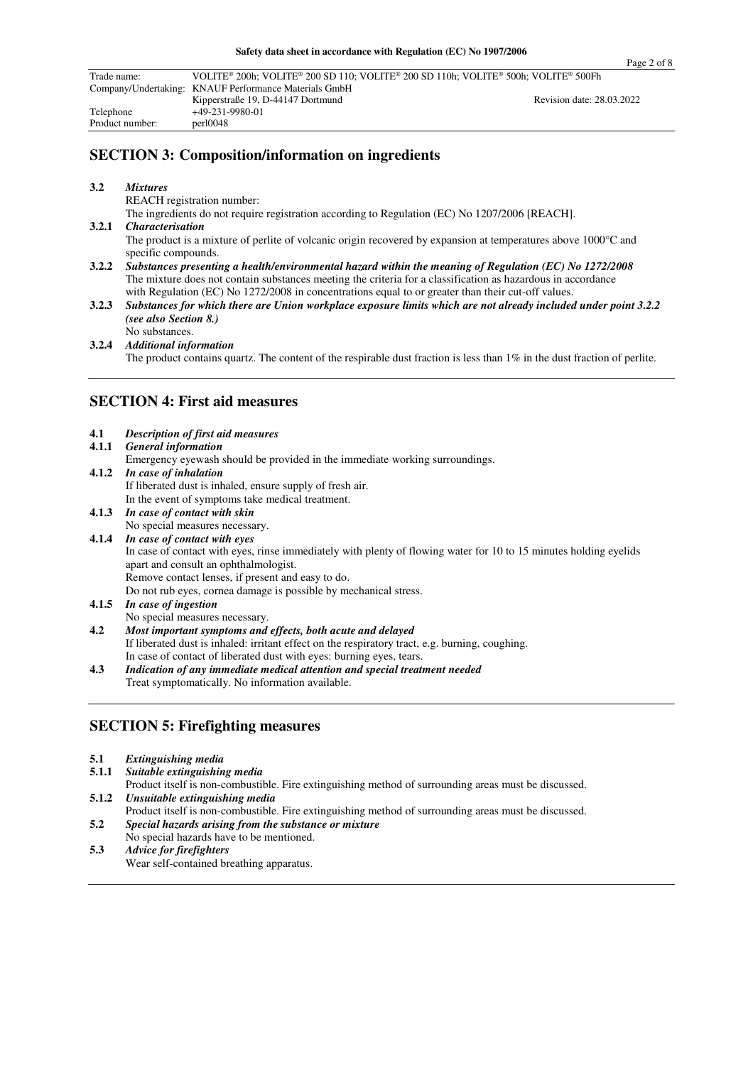## SECTION 3: Composition/information on ingredients

**3.2** ***Mixtures***

REACH registration number:

The ingredients do not require registration according to Regulation (EC) No 1207/2006 [REACH].

**3.2.1** ***Characterisation***

The product is a mixture of perlite of volcanic origin recovered by expansion at temperatures above 1000°C and specific compounds.

**3.2.2** ***Substances presenting a health/environmental hazard within the meaning of Regulation (EC) No 1272/2008***

The mixture does not contain substances meeting the criteria for a classification as hazardous in accordance with Regulation (EC) No 1272/2008 in concentrations equal to or greater than their cut-off values.

**3.2.3** ***Substances for which there are Union workplace exposure limits which are not already included under point 3.2.2 (see also Section 8.)***

No substances.

**3.2.4** ***Additional information***

The product contains quartz. The content of the respirable dust fraction is less than 1% in the dust fraction of perlite.

## SECTION 4: First aid measures

**4.1** ***Description of first aid measures***

**4.1.1** ***General information***

Emergency eyewash should be provided in the immediate working surroundings.

**4.1.2** ***In case of inhalation***

If liberated dust is inhaled, ensure supply of fresh air.

In the event of symptoms take medical treatment.

**4.1.3** ***In case of contact with skin***

No special measures necessary.

**4.1.4** ***In case of contact with eyes***

In case of contact with eyes, rinse immediately with plenty of flowing water for 10 to 15 minutes holding eyelids apart and consult an ophthalmologist.

Remove contact lenses, if present and easy to do.

Do not rub eyes, cornea damage is possible by mechanical stress.

**4.1.5** ***In case of ingestion***

No special measures necessary.

**4.2** ***Most important symptoms and effects, both acute and delayed***

If liberated dust is inhaled: irritant effect on the respiratory tract, e.g. burning, coughing.

In case of contact of liberated dust with eyes: burning eyes, tears.

**4.3** ***Indication of any immediate medical attention and special treatment needed***

Treat symptomatically. No information available.

## SECTION 5: Firefighting measures

**5.1** ***Extinguishing media***

**5.1.1** ***Suitable extinguishing media***

Product itself is non-combustible. Fire extinguishing method of surrounding areas must be discussed.

**5.1.2** ***Unsuitable extinguishing media***

Product itself is non-combustible. Fire extinguishing method of surrounding areas must be discussed.

**5.2** ***Special hazards arising from the substance or mixture***

No special hazards have to be mentioned.

**5.3** ***Advice for firefighters***

Wear self-contained breathing apparatus.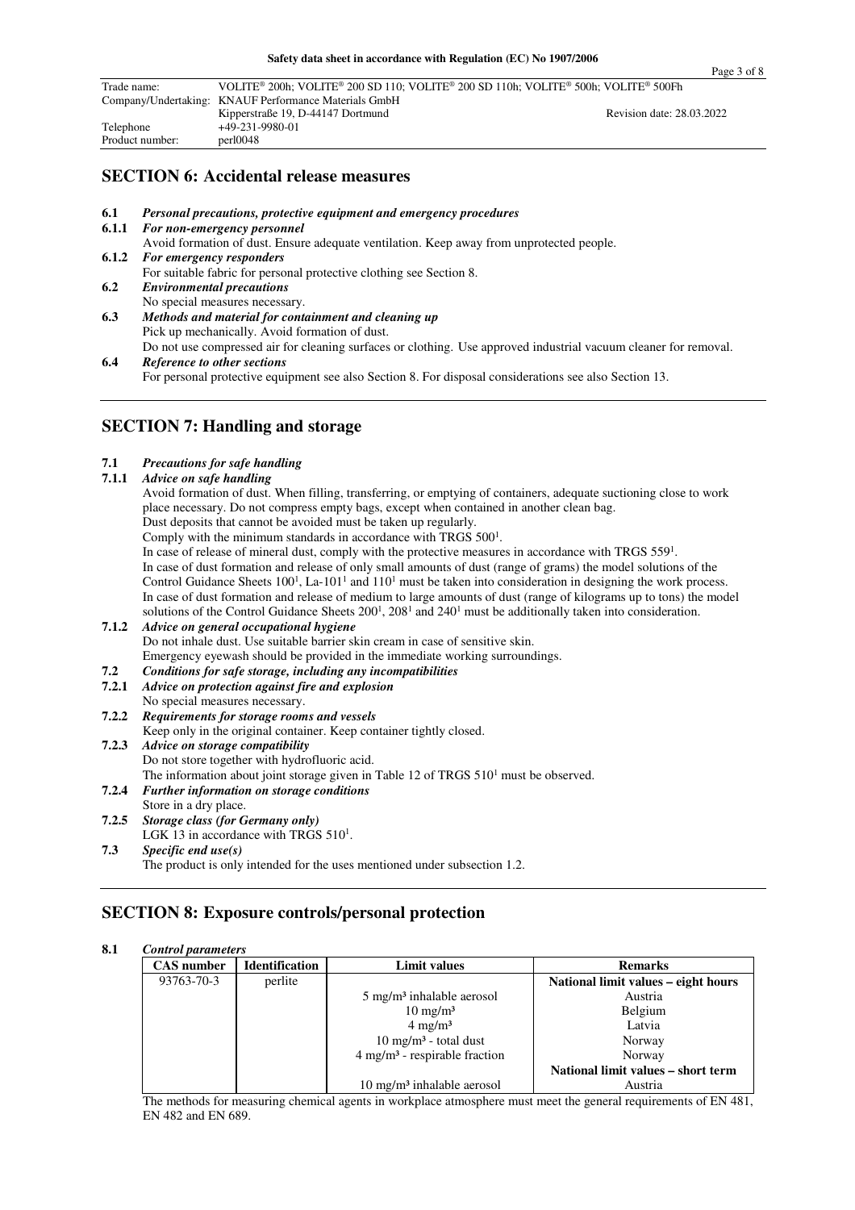## SECTION 6: Accidental release measures

**6.1** ***Personal precautions, protective equipment and emergency procedures***

**6.1.1** ***For non-emergency personnel***

Avoid formation of dust. Ensure adequate ventilation. Keep away from unprotected people.

**6.1.2** ***For emergency responders***

For suitable fabric for personal protective clothing see Section 8.

**6.2** ***Environmental precautions***

No special measures necessary.

**6.3** ***Methods and material for containment and cleaning up***

Pick up mechanically. Avoid formation of dust.

Do not use compressed air for cleaning surfaces or clothing. Use approved industrial vacuum cleaner for removal.

**6.4** ***Reference to other sections***

For personal protective equipment see also Section 8. For disposal considerations see also Section 13.

## SECTION 7: Handling and storage

**7.1** ***Precautions for safe handling***

**7.1.1** ***Advice on safe handling***

Avoid formation of dust. When filling, transferring, or emptying of containers, adequate suctioning close to work place necessary. Do not compress empty bags, except when contained in another clean bag.

Dust deposits that cannot be avoided must be taken up regularly.

Comply with the minimum standards in accordance with TRGS 500[1].

In case of release of mineral dust, comply with the protective measures in accordance with TRGS 559[1].

In case of dust formation and release of only small amounts of dust (range of grams) the model solutions of the Control Guidance Sheets 100[1], La-101[1] and 110[1] must be taken into consideration in designing the work process.

In case of dust formation and release of medium to large amounts of dust (range of kilograms up to tons) the model solutions of the Control Guidance Sheets 200[1], 208[1] and 240[1] must be additionally taken into consideration.

**7.1.2** ***Advice on general occupational hygiene***

Do not inhale dust. Use suitable barrier skin cream in case of sensitive skin.

Emergency eyewash should be provided in the immediate working surroundings.

**7.2** ***Conditions for safe storage, including any incompatibilities***

**7.2.1** ***Advice on protection against fire and explosion***

No special measures necessary.

**7.2.2** ***Requirements for storage rooms and vessels***

Keep only in the original container. Keep container tightly closed.

**7.2.3** ***Advice on storage compatibility***

Do not store together with hydrofluoric acid.

The information about joint storage given in Table 12 of TRGS 510[1] must be observed.

**7.2.4** ***Further information on storage conditions***

Store in a dry place.

**7.2.5** ***Storage class (for Germany only)***

LGK 13 in accordance with TRGS 510[1].

**7.3** ***Specific end use(s)***

The product is only intended for the uses mentioned under subsection 1.2.

## SECTION 8: Exposure controls/personal protection

**8.1** ***Control parameters***

| CAS number | Identification | Limit values | Remarks |
|---|---|---|---|
| 93763-70-3 | perlite | | **National limit values – eight hours** |
| | | 5 mg/m³ inhalable aerosol | Austria |
| | | 10 mg/m³ | Belgium |
| | | 4 mg/m³ | Latvia |
| | | 10 mg/m³ - total dust | Norway |
| | | 4 mg/m³ - respirable fraction | Norway |
| | | | **National limit values – short term** |
| | | 10 mg/m³ inhalable aerosol | Austria |

The methods for measuring chemical agents in workplace atmosphere must meet the general requirements of EN 481, EN 482 and EN 689.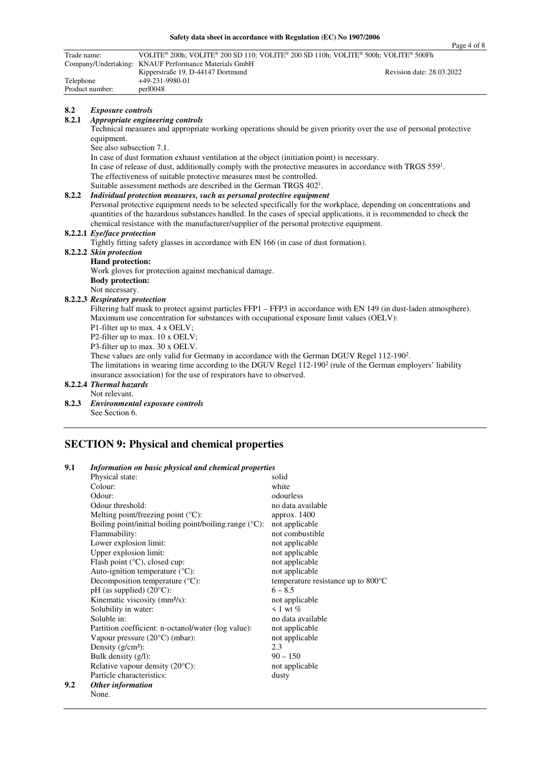### 8.2 *Exposure controls*

#### 8.2.1 *Appropriate engineering controls*

Technical measures and appropriate working operations should be given priority over the use of personal protective equipment.

See also subsection 7.1.

In case of dust formation exhaust ventilation at the object (initiation point) is necessary.

In case of release of dust, additionally comply with the protective measures in accordance with TRGS 559[1].

The effectiveness of suitable protective measures must be controlled.

Suitable assessment methods are described in the German TRGS 402[1].

#### 8.2.2 *Individual protection measures, such as personal protective equipment*

Personal protective equipment needs to be selected specifically for the workplace, depending on concentrations and quantities of the hazardous substances handled. In the cases of special applications, it is recommended to check the chemical resistance with the manufacturer/supplier of the personal protective equipment.

##### 8.2.2.1 *Eye/face protection*

Tightly fitting safety glasses in accordance with EN 166 (in case of dust formation).

##### 8.2.2.2 *Skin protection*

**Hand protection:**

Work gloves for protection against mechanical damage.

**Body protection:**

Not necessary.

##### 8.2.2.3 *Respiratory protection*

Filtering half mask to protect against particles FFP1 – FFP3 in accordance with EN 149 (in dust-laden atmosphere).

Maximum use concentration for substances with occupational exposure limit values (OELV):

P1-filter up to max. 4 x OELV;

P2-filter up to max. 10 x OELV;

P3-filter up to max. 30 x OELV.

These values are only valid for Germany in accordance with the German DGUV Regel 112-190[2].

The limitations in wearing time according to the DGUV Regel 112-190[2] (rule of the German employers' liability insurance association) for the use of respirators have to observed.

##### 8.2.2.4 *Thermal hazards*

Not relevant.

#### 8.2.3 *Environmental exposure controls*

See Section 6.

## SECTION 9: Physical and chemical properties

### 9.1 *Information on basic physical and chemical properties*

| Property | Value |
|---|---|
| Physical state: | solid |
| Colour: | white |
| Odour: | odourless |
| Odour threshold: | no data available |
| Melting point/freezing point (°C): | approx. 1400 |
| Boiling point/initial boiling point/boiling range (°C): | not applicable |
| Flammability: | not combustible |
| Lower explosion limit: | not applicable |
| Upper explosion limit: | not applicable |
| Flash point (°C), closed cup: | not applicable |
| Auto-ignition temperature (°C): | not applicable |
| Decomposition temperature (°C): | temperature resistance up to 800°C |
| pH (as supplied) (20°C): | 6 – 8.5 |
| Kinematic viscosity (mm²/s): | not applicable |
| Solubility in water: | < 1 wt % |
| Soluble in: | no data available |
| Partition coefficient: n-octanol/water (log value): | not applicable |
| Vapour pressure (20°C) (mbar): | not applicable |
| Density (g/cm³): | 2.3 |
| Bulk density (g/l): | 90 – 150 |
| Relative vapour density (20°C): | not applicable |
| Particle characteristics: | dusty |

### 9.2 *Other information*

None.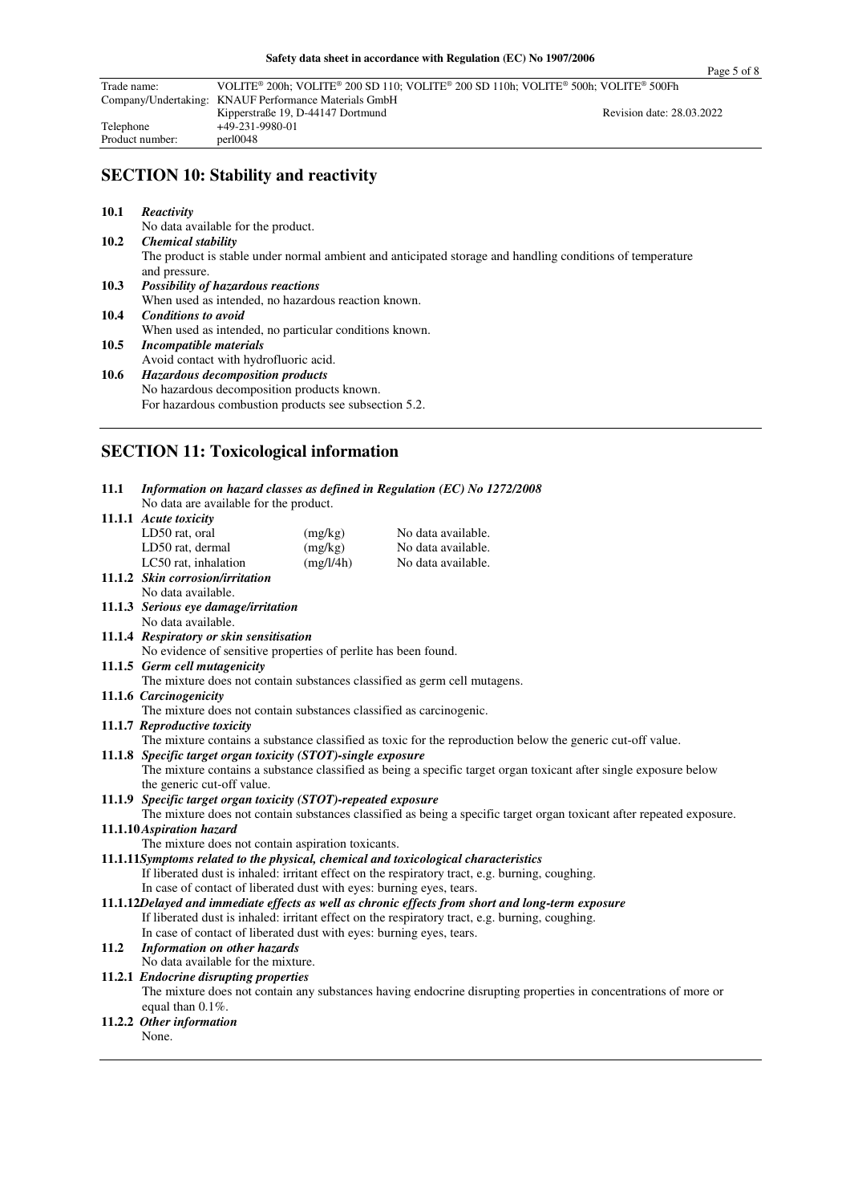## SECTION 10: Stability and reactivity

**10.1** ***Reactivity***

No data available for the product.

**10.2** ***Chemical stability***

The product is stable under normal ambient and anticipated storage and handling conditions of temperature and pressure.

**10.3** ***Possibility of hazardous reactions***

When used as intended, no hazardous reaction known.

**10.4** ***Conditions to avoid***

When used as intended, no particular conditions known.

**10.5** ***Incompatible materials***

Avoid contact with hydrofluoric acid.

**10.6** ***Hazardous decomposition products***

No hazardous decomposition products known.
For hazardous combustion products see subsection 5.2.

## SECTION 11: Toxicological information

**11.1** ***Information on hazard classes as defined in Regulation (EC) No 1272/2008***

No data are available for the product.

**11.1.1** ***Acute toxicity***

| | | |
|---|---|---|
| LD50 rat, oral | (mg/kg) | No data available. |
| LD50 rat, dermal | (mg/kg) | No data available. |
| LC50 rat, inhalation | (mg/l/4h) | No data available. |

**11.1.2** ***Skin corrosion/irritation***

No data available.

**11.1.3** ***Serious eye damage/irritation***

No data available.

**11.1.4** ***Respiratory or skin sensitisation***

No evidence of sensitive properties of perlite has been found.

**11.1.5** ***Germ cell mutagenicity***

The mixture does not contain substances classified as germ cell mutagens.

**11.1.6** ***Carcinogenicity***

The mixture does not contain substances classified as carcinogenic.

**11.1.7** ***Reproductive toxicity***

The mixture contains a substance classified as toxic for the reproduction below the generic cut-off value.

**11.1.8** ***Specific target organ toxicity (STOT)-single exposure***

The mixture contains a substance classified as being a specific target organ toxicant after single exposure below the generic cut-off value.

**11.1.9** ***Specific target organ toxicity (STOT)-repeated exposure***

The mixture does not contain substances classified as being a specific target organ toxicant after repeated exposure.

**11.1.10** ***Aspiration hazard***

The mixture does not contain aspiration toxicants.

**11.1.11** ***Symptoms related to the physical, chemical and toxicological characteristics***

If liberated dust is inhaled: irritant effect on the respiratory tract, e.g. burning, coughing.
In case of contact of liberated dust with eyes: burning eyes, tears.

**11.1.12** ***Delayed and immediate effects as well as chronic effects from short and long-term exposure***

If liberated dust is inhaled: irritant effect on the respiratory tract, e.g. burning, coughing.
In case of contact of liberated dust with eyes: burning eyes, tears.

**11.2** ***Information on other hazards***

No data available for the mixture.

**11.2.1** ***Endocrine disrupting properties***

The mixture does not contain any substances having endocrine disrupting properties in concentrations of more or equal than 0.1%.

**11.2.2** ***Other information***

None.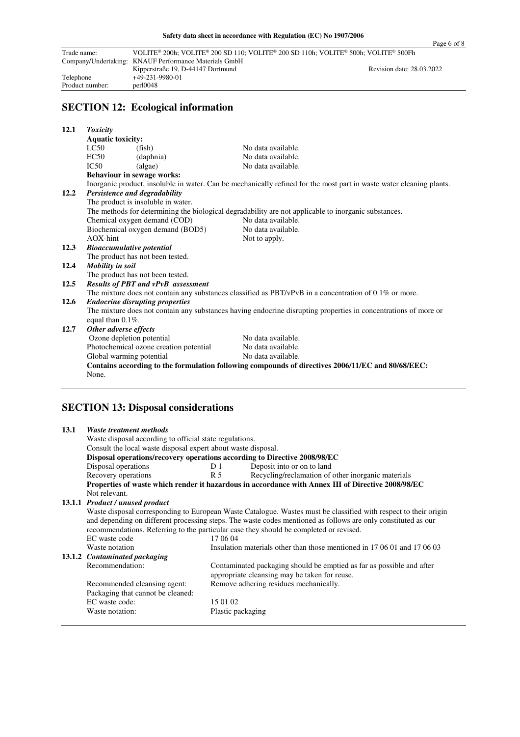## SECTION 12: Ecological information

**12.1** ***Toxicity***

**Aquatic toxicity:**

| | | |
|---|---|---|
| LC50 | (fish) | No data available. |
| EC50 | (daphnia) | No data available. |
| IC50 | (algae) | No data available. |

**Behaviour in sewage works:**

Inorganic product, insoluble in water. Can be mechanically refined for the most part in waste water cleaning plants.

**12.2** ***Persistence and degradability***

The product is insoluble in water.

The methods for determining the biological degradability are not applicable to inorganic substances.

| | |
|---|---|
| Chemical oxygen demand (COD) | No data available. |
| Biochemical oxygen demand (BOD5) | No data available. |
| AOX-hint | Not to apply. |

**12.3** ***Bioaccumulative potential***

The product has not been tested.

**12.4** ***Mobility in soil***

The product has not been tested.

**12.5** ***Results of PBT and vPvB assessment***

The mixture does not contain any substances classified as PBT/vPvB in a concentration of 0.1% or more.

**12.6** ***Endocrine disrupting properties***

The mixture does not contain any substances having endocrine disrupting properties in concentrations of more or equal than 0.1%.

**12.7** ***Other adverse effects***

| | |
|---|---|
| Ozone depletion potential | No data available. |
| Photochemical ozone creation potential | No data available. |
| Global warming potential | No data available. |

**Contains according to the formulation following compounds of directives 2006/11/EC and 80/68/EEC:**

None.

## SECTION 13: Disposal considerations

**13.1** ***Waste treatment methods***

Waste disposal according to official state regulations.

Consult the local waste disposal expert about waste disposal.

**Disposal operations/recovery operations according to Directive 2008/98/EC**

| | | |
|---|---|---|
| Disposal operations | D 1 | Deposit into or on to land |
| Recovery operations | R 5 | Recycling/reclamation of other inorganic materials |

**Properties of waste which render it hazardous in accordance with Annex III of Directive 2008/98/EC**

Not relevant.

**13.1.1** ***Product / unused product***

Waste disposal corresponding to European Waste Catalogue. Wastes must be classified with respect to their origin and depending on different processing steps. The waste codes mentioned as follows are only constituted as our recommendations. Referring to the particular case they should be completed or revised.

| | |
|---|---|
| EC waste code | 17 06 04 |
| Waste notation | Insulation materials other than those mentioned in 17 06 01 and 17 06 03 |

**13.1.2** ***Contaminated packaging***

| | |
|---|---|
| Recommendation: | Contaminated packaging should be emptied as far as possible and after appropriate cleansing may be taken for reuse. |
| Recommended cleansing agent: | Remove adhering residues mechanically. |
| Packaging that cannot be cleaned: | |
| EC waste code: | 15 01 02 |
| Waste notation: | Plastic packaging |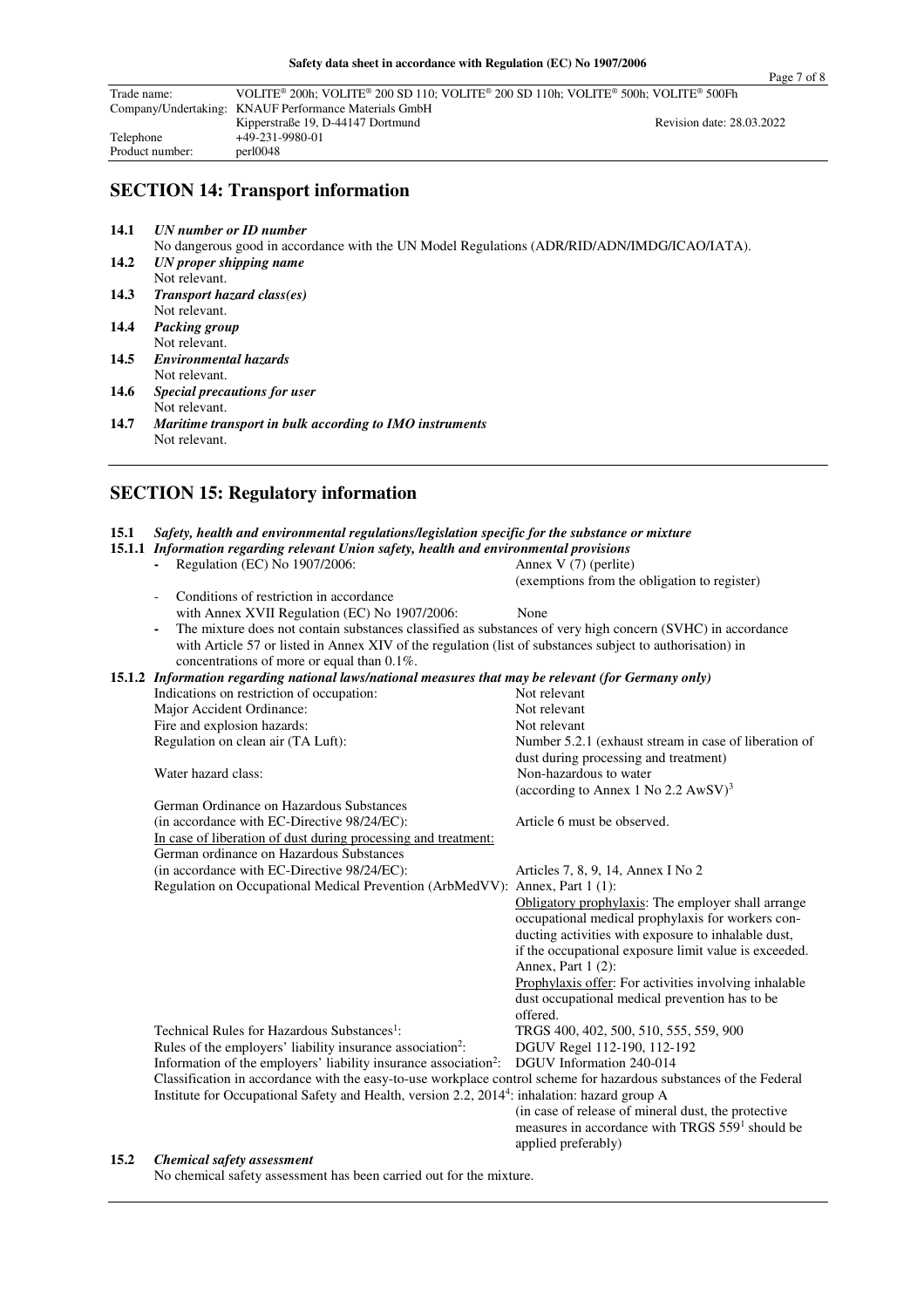## SECTION 14: Transport information

**14.1** ***UN number or ID number***
No dangerous good in accordance with the UN Model Regulations (ADR/RID/ADN/IMDG/ICAO/IATA).

**14.2** ***UN proper shipping name***
Not relevant.

**14.3** ***Transport hazard class(es)***
Not relevant.

**14.4** ***Packing group***
Not relevant.

**14.5** ***Environmental hazards***
Not relevant.

**14.6** ***Special precautions for user***
Not relevant.

**14.7** ***Maritime transport in bulk according to IMO instruments***
Not relevant.

## SECTION 15: Regulatory information

**15.1** ***Safety, health and environmental regulations/legislation specific for the substance or mixture***

**15.1.1** ***Information regarding relevant Union safety, health and environmental provisions***

- Regulation (EC) No 1907/2006: Annex V (7) (perlite) (exemptions from the obligation to register)
- Conditions of restriction in accordance with Annex XVII Regulation (EC) No 1907/2006: None
- The mixture does not contain substances classified as substances of very high concern (SVHC) in accordance with Article 57 or listed in Annex XIV of the regulation (list of substances subject to authorisation) in concentrations of more or equal than 0.1%.

**15.1.2** ***Information regarding national laws/national measures that may be relevant (for Germany only)***

| | |
|---|---|
| Indications on restriction of occupation: | Not relevant |
| Major Accident Ordinance: | Not relevant |
| Fire and explosion hazards: | Not relevant |
| Regulation on clean air (TA Luft): | Number 5.2.1 (exhaust stream in case of liberation of dust during processing and treatment) |
| Water hazard class: | Non-hazardous to water (according to Annex 1 No 2.2 AwSV)[3] |
| German Ordinance on Hazardous Substances (in accordance with EC-Directive 98/24/EC): | Article 6 must be observed. |
| In case of liberation of dust during processing and treatment: German ordinance on Hazardous Substances (in accordance with EC-Directive 98/24/EC): | Articles 7, 8, 9, 14, Annex I No 2 |
| Regulation on Occupational Medical Prevention (ArbMedVV): | Annex, Part 1 (1): Obligatory prophylaxis: The employer shall arrange occupational medical prophylaxis for workers conducting activities with exposure to inhalable dust, if the occupational exposure limit value is exceeded. Annex, Part 1 (2): Prophylaxis offer: For activities involving inhalable dust occupational medical prevention has to be offered. |
| Technical Rules for Hazardous Substances[1]: | TRGS 400, 402, 500, 510, 555, 559, 900 |
| Rules of the employers' liability insurance association[2]: | DGUV Regel 112-190, 112-192 |
| Information of the employers' liability insurance association[2]: | DGUV Information 240-014 |
| Classification in accordance with the easy-to-use workplace control scheme for hazardous substances of the Federal Institute for Occupational Safety and Health, version 2.2, 2014[4]: | inhalation: hazard group A (in case of release of mineral dust, the protective measures in accordance with TRGS 559[1] should be applied preferably) |

**15.2** ***Chemical safety assessment***
No chemical safety assessment has been carried out for the mixture.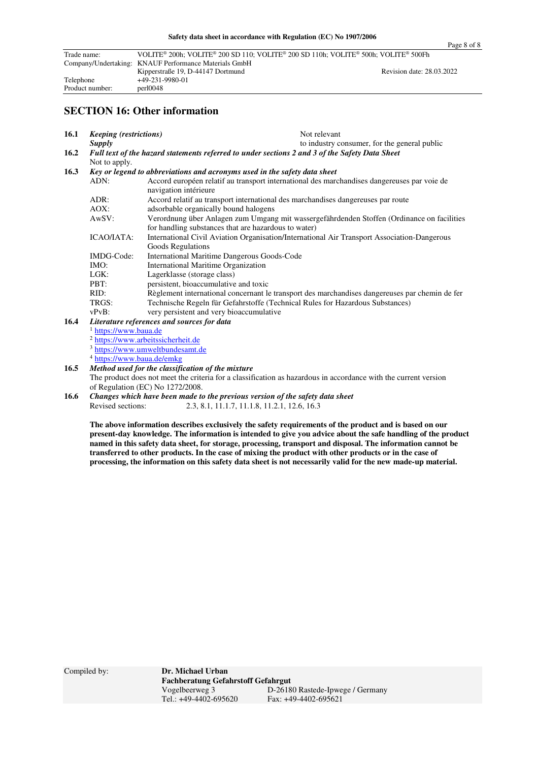## SECTION 16: Other information

**16.1** ***Keeping (restrictions)*** Not relevant

***Supply*** to industry consumer, for the general public

**16.2** ***Full text of the hazard statements referred to under sections 2 and 3 of the Safety Data Sheet***

Not to apply.

**16.3** ***Key or legend to abbreviations and acronyms used in the safety data sheet***

| | |
|---|---|
| ADN: | Accord européen relatif au transport international des marchandises dangereuses par voie de navigation intérieure |
| ADR: | Accord relatif au transport international des marchandises dangereuses par route |
| AOX: | adsorbable organically bound halogens |
| AwSV: | Verordnung über Anlagen zum Umgang mit wassergefährdenden Stoffen (Ordinance on facilities for handling substances that are hazardous to water) |
| ICAO/IATA: | International Civil Aviation Organisation/International Air Transport Association-Dangerous Goods Regulations |
| IMDG-Code: | International Maritime Dangerous Goods-Code |
| IMO: | International Maritime Organization |
| LGK: | Lagerklasse (storage class) |
| PBT: | persistent, bioaccumulative and toxic |
| RID: | Règlement international concernant le transport des marchandises dangereuses par chemin de fer |
| TRGS: | Technische Regeln für Gefahrstoffe (Technical Rules for Hazardous Substances) |
| vPvB: | very persistent and very bioaccumulative |

**16.4** ***Literature references and sources for data***

[1] https://www.baua.de
[2] https://www.arbeitssicherheit.de
[3] https://www.umweltbundesamt.de
[4] https://www.baua.de/emkg

**16.5** ***Method used for the classification of the mixture***

The product does not meet the criteria for a classification as hazardous in accordance with the current version of Regulation (EC) No 1272/2008.

**16.6** ***Changes which have been made to the previous version of the safety data sheet***

Revised sections: 2.3, 8.1, 11.1.7, 11.1.8, 11.2.1, 12.6, 16.3

**The above information describes exclusively the safety requirements of the product and is based on our present-day knowledge. The information is intended to give you advice about the safe handling of the product named in this safety data sheet, for storage, processing, transport and disposal. The information cannot be transferred to other products. In the case of mixing the product with other products or in the case of processing, the information on this safety data sheet is not necessarily valid for the new made-up material.**

Compiled by: **Dr. Michael Urban**
**Fachberatung Gefahrstoff Gefahrgut**
Vogelbeerweg 3 D-26180 Rastede-Ipwege / Germany
Tel.: +49-4402-695620 Fax: +49-4402-695621